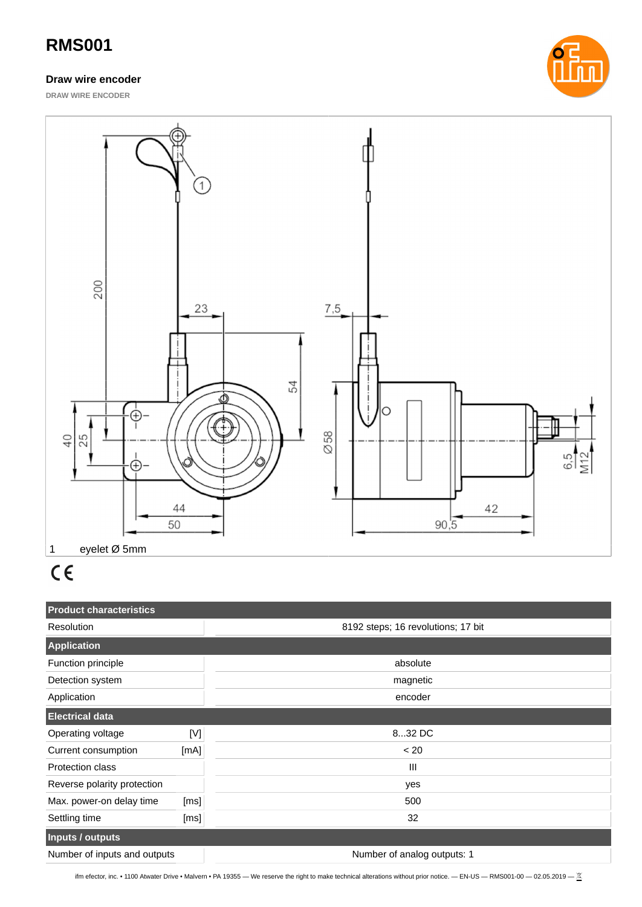# RMS001

### Draw wire encoder

DRAW WIRE ENCODER

1 eyelet Ø 5mm

CE

| Product characteristics | | |
|---|---|---|
| Resolution | | 8192 steps; 16 revolutions; 17 bit |
| **Application** | | |
| Function principle | | absolute |
| Detection system | | magnetic |
| Application | | encoder |
| **Electrical data** | | |
| Operating voltage | [V] | 8...32 DC |
| Current consumption | [mA] | < 20 |
| Protection class | | III |
| Reverse polarity protection | | yes |
| Max. power-on delay time | [ms] | 500 |
| Settling time | [ms] | 32 |
| **Inputs / outputs** | | |
| Number of inputs and outputs | | Number of analog outputs: 1 |

ifm efector, inc. • 1100 Atwater Drive • Malvern • PA 19355 — We reserve the right to make technical alterations without prior notice. — EN-US — RMS001-00 — 02.05.2019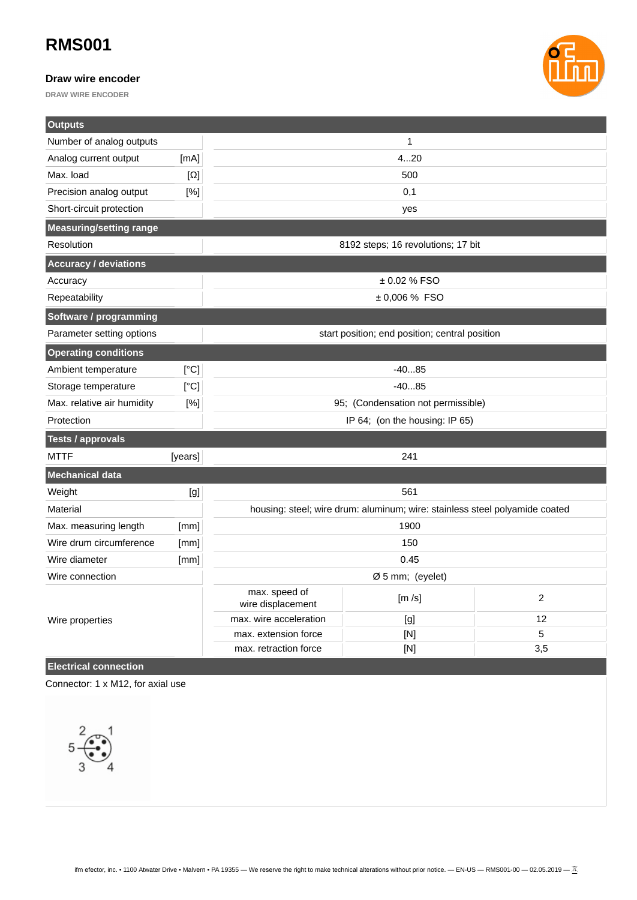# RMS001

**Draw wire encoder**

DRAW WIRE ENCODER

| Outputs | | | | |
|---|---|---|---|---|
| Number of analog outputs | | 1 | | |
| Analog current output | [mA] | 4...20 | | |
| Max. load | [Ω] | 500 | | |
| Precision analog output | [%] | 0,1 | | |
| Short-circuit protection | | yes | | |
| **Measuring/setting range** | | | | |
| Resolution | | 8192 steps; 16 revolutions; 17 bit | | |
| **Accuracy / deviations** | | | | |
| Accuracy | | ± 0.02 % FSO | | |
| Repeatability | | ± 0,006 % FSO | | |
| **Software / programming** | | | | |
| Parameter setting options | | start position; end position; central position | | |
| **Operating conditions** | | | | |
| Ambient temperature | [°C] | -40...85 | | |
| Storage temperature | [°C] | -40...85 | | |
| Max. relative air humidity | [%] | 95; (Condensation not permissible) | | |
| Protection | | IP 64; (on the housing: IP 65) | | |
| **Tests / approvals** | | | | |
| MTTF | [years] | 241 | | |
| **Mechanical data** | | | | |
| Weight | [g] | 561 | | |
| Material | | housing: steel; wire drum: aluminum; wire: stainless steel polyamide coated | | |
| Max. measuring length | [mm] | 1900 | | |
| Wire drum circumference | [mm] | 150 | | |
| Wire diameter | [mm] | 0.45 | | |
| Wire connection | | Ø 5 mm; (eyelet) | | |
| Wire properties | | max. speed of wire displacement | [m /s] | 2 |
| | | max. wire acceleration | [g] | 12 |
| | | max. extension force | [N] | 5 |
| | | max. retraction force | [N] | 3,5 |

## Electrical connection

Connector: 1 x M12, for axial use

2 1
5
3 4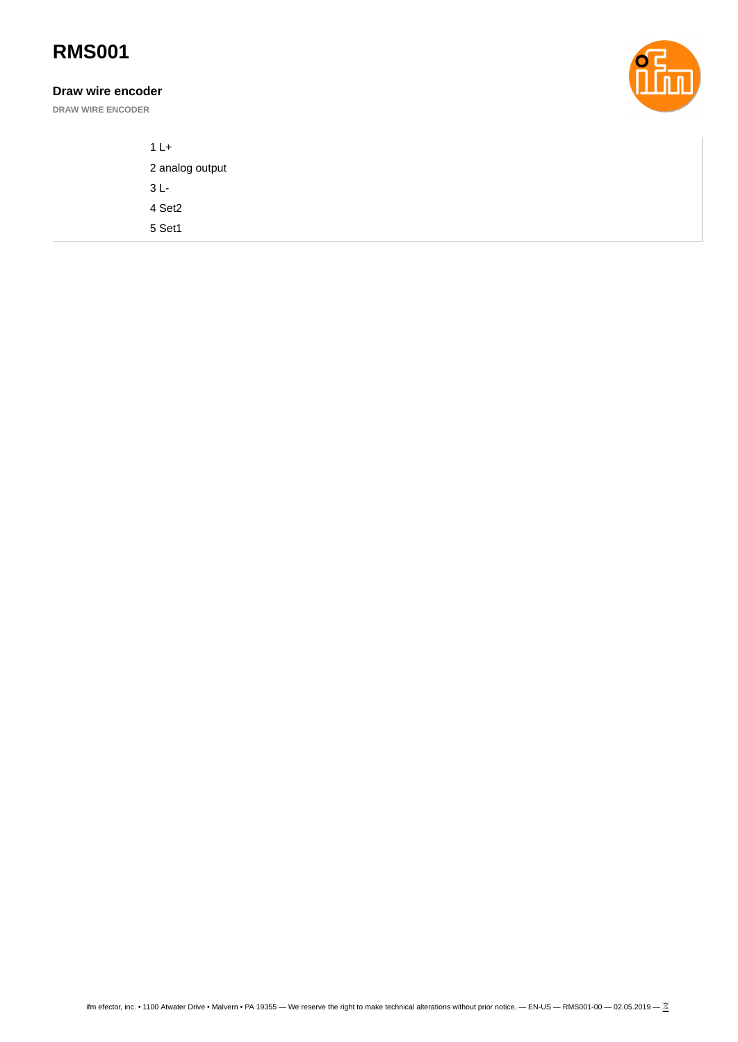1 L+

2 analog output

3 L-

4 Set2

5 Set1